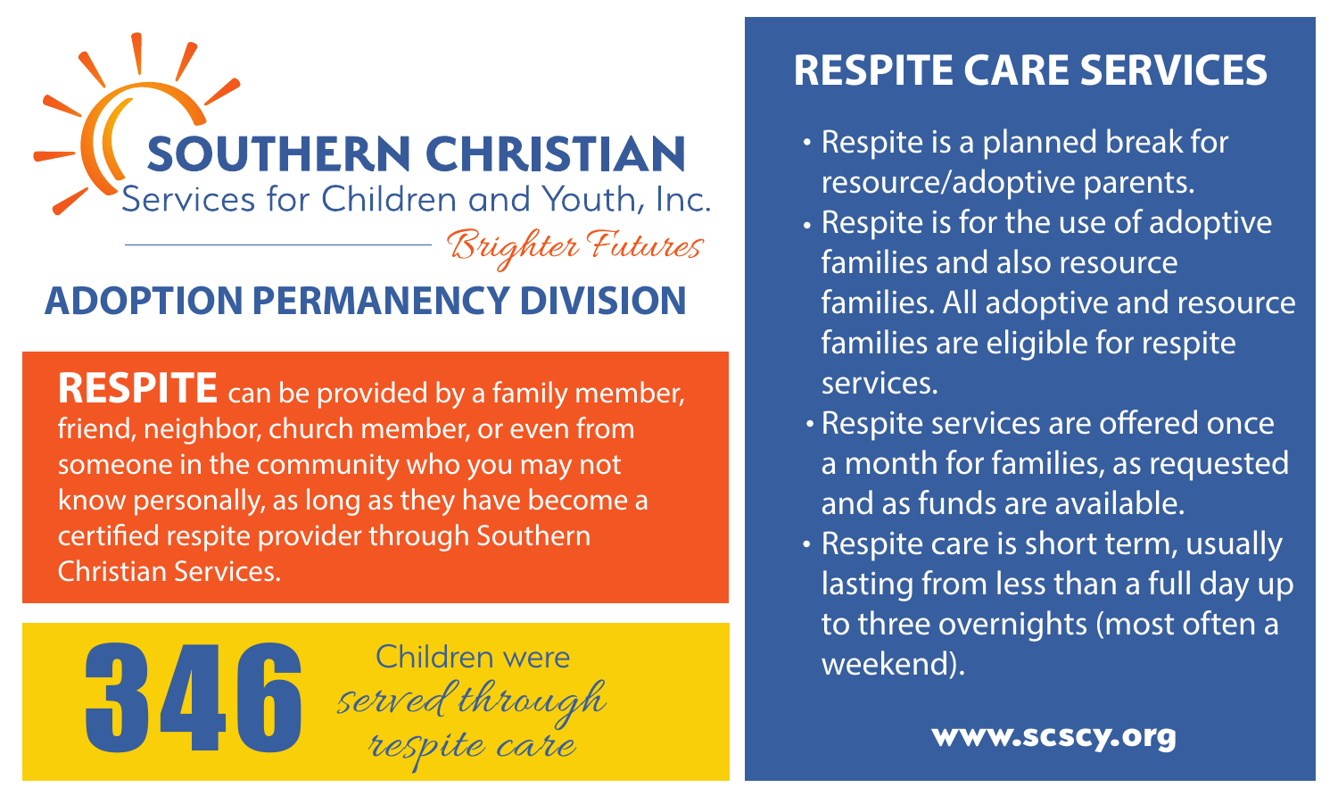# SOUTHERN CHRISTIAN

Services for Children and Youth, Inc.

*Brighter Futures*

## ADOPTION PERMANENCY DIVISION

**RESPITE** can be provided by a family member, friend, neighbor, church member, or even from someone in the community who you may not know personally, as long as they have become a certified respite provider through Southern Christian Services.

**346** Children were *served through respite care*

## RESPITE CARE SERVICES

- Respite is a planned break for resource/adoptive parents.
- Respite is for the use of adoptive families and also resource families. All adoptive and resource families are eligible for respite services.
- Respite services are offered once a month for families, as requested and as funds are available.
- Respite care is short term, usually lasting from less than a full day up to three overnights (most often a weekend).

**www.scscy.org**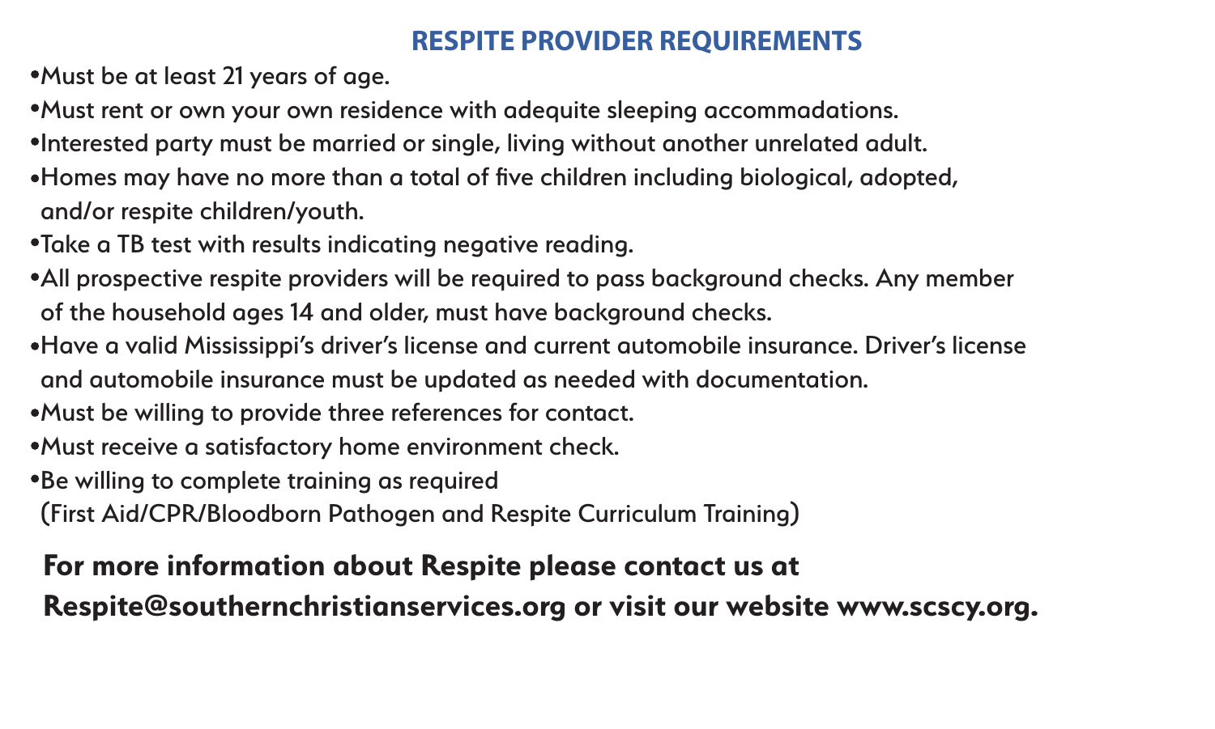## RESPITE PROVIDER REQUIREMENTS

- Must be at least 21 years of age.
- Must rent or own your own residence with adequite sleeping accommadations.
- Interested party must be married or single, living without another unrelated adult.
- Homes may have no more than a total of five children including biological, adopted, and/or respite children/youth.
- Take a TB test with results indicating negative reading.
- All prospective respite providers will be required to pass background checks. Any member of the household ages 14 and older, must have background checks.
- Have a valid Mississippi's driver's license and current automobile insurance. Driver's license and automobile insurance must be updated as needed with documentation.
- Must be willing to provide three references for contact.
- Must receive a satisfactory home environment check.
- Be willing to complete training as required (First Aid/CPR/Bloodborn Pathogen and Respite Curriculum Training)

**For more information about Respite please contact us at Respite@southernchristianservices.org or visit our website www.scscy.org.**